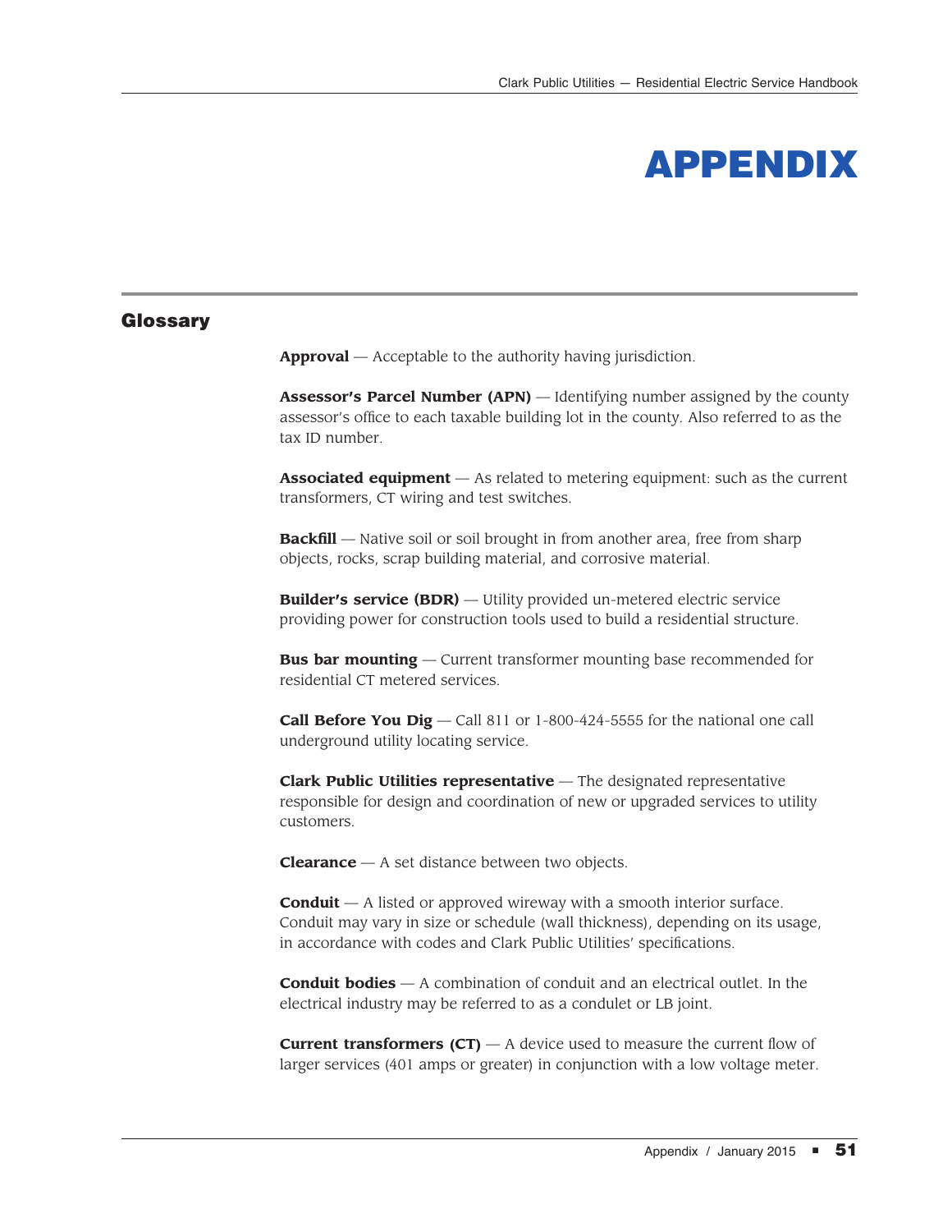# APPENDIX

## Glossary

**Approval** — Acceptable to the authority having jurisdiction.

**Assessor's Parcel Number (APN)** — Identifying number assigned by the county assessor's office to each taxable building lot in the county. Also referred to as the tax ID number.

**Associated equipment** — As related to metering equipment: such as the current transformers, CT wiring and test switches.

**Backfill** — Native soil or soil brought in from another area, free from sharp objects, rocks, scrap building material, and corrosive material.

**Builder's service (BDR)** — Utility provided un-metered electric service providing power for construction tools used to build a residential structure.

**Bus bar mounting** — Current transformer mounting base recommended for residential CT metered services.

**Call Before You Dig** — Call 811 or 1-800-424-5555 for the national one call underground utility locating service.

**Clark Public Utilities representative** — The designated representative responsible for design and coordination of new or upgraded services to utility customers.

**Clearance** — A set distance between two objects.

**Conduit** — A listed or approved wireway with a smooth interior surface. Conduit may vary in size or schedule (wall thickness), depending on its usage, in accordance with codes and Clark Public Utilities' specifications.

**Conduit bodies** — A combination of conduit and an electrical outlet. In the electrical industry may be referred to as a condulet or LB joint.

**Current transformers (CT)** — A device used to measure the current flow of larger services (401 amps or greater) in conjunction with a low voltage meter.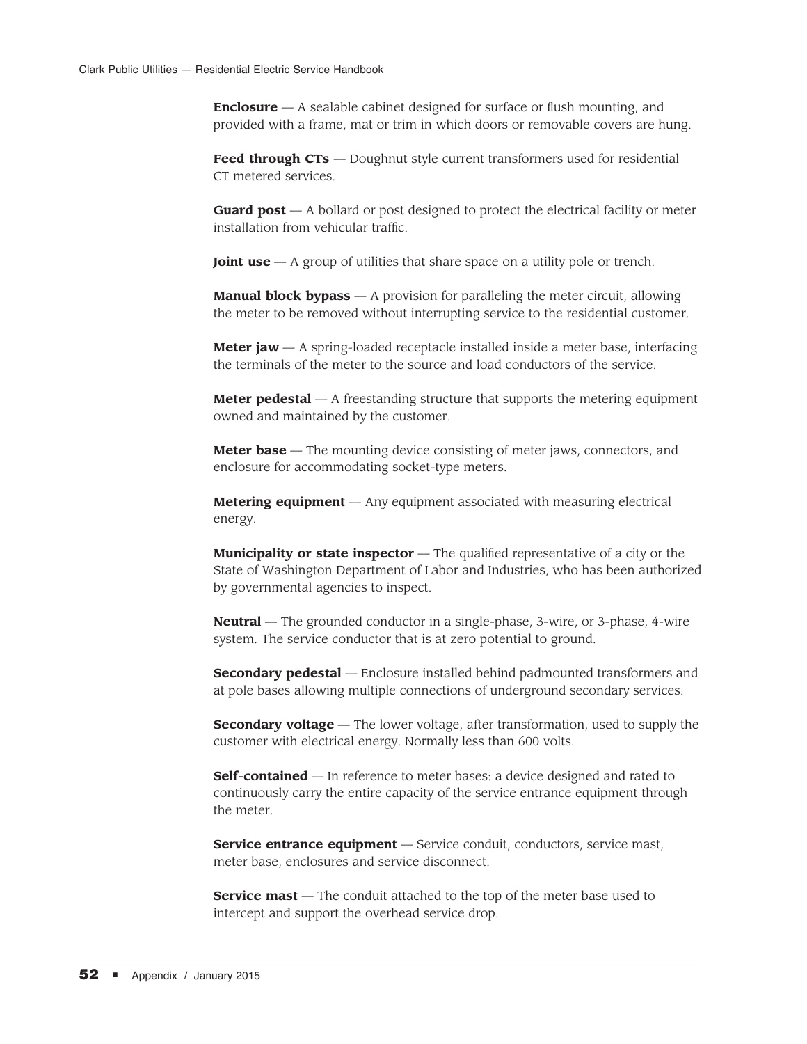**Enclosure** — A sealable cabinet designed for surface or flush mounting, and provided with a frame, mat or trim in which doors or removable covers are hung.

**Feed through CTs** — Doughnut style current transformers used for residential CT metered services.

**Guard post** — A bollard or post designed to protect the electrical facility or meter installation from vehicular traffic.

**Joint use** — A group of utilities that share space on a utility pole or trench.

**Manual block bypass** — A provision for paralleling the meter circuit, allowing the meter to be removed without interrupting service to the residential customer.

**Meter jaw** — A spring-loaded receptacle installed inside a meter base, interfacing the terminals of the meter to the source and load conductors of the service.

**Meter pedestal** — A freestanding structure that supports the metering equipment owned and maintained by the customer.

**Meter base** — The mounting device consisting of meter jaws, connectors, and enclosure for accommodating socket-type meters.

**Metering equipment** — Any equipment associated with measuring electrical energy.

**Municipality or state inspector** — The qualified representative of a city or the State of Washington Department of Labor and Industries, who has been authorized by governmental agencies to inspect.

**Neutral** — The grounded conductor in a single-phase, 3-wire, or 3-phase, 4-wire system. The service conductor that is at zero potential to ground.

**Secondary pedestal** — Enclosure installed behind padmounted transformers and at pole bases allowing multiple connections of underground secondary services.

**Secondary voltage** — The lower voltage, after transformation, used to supply the customer with electrical energy. Normally less than 600 volts.

**Self-contained** — In reference to meter bases: a device designed and rated to continuously carry the entire capacity of the service entrance equipment through the meter.

**Service entrance equipment** — Service conduit, conductors, service mast, meter base, enclosures and service disconnect.

**Service mast** — The conduit attached to the top of the meter base used to intercept and support the overhead service drop.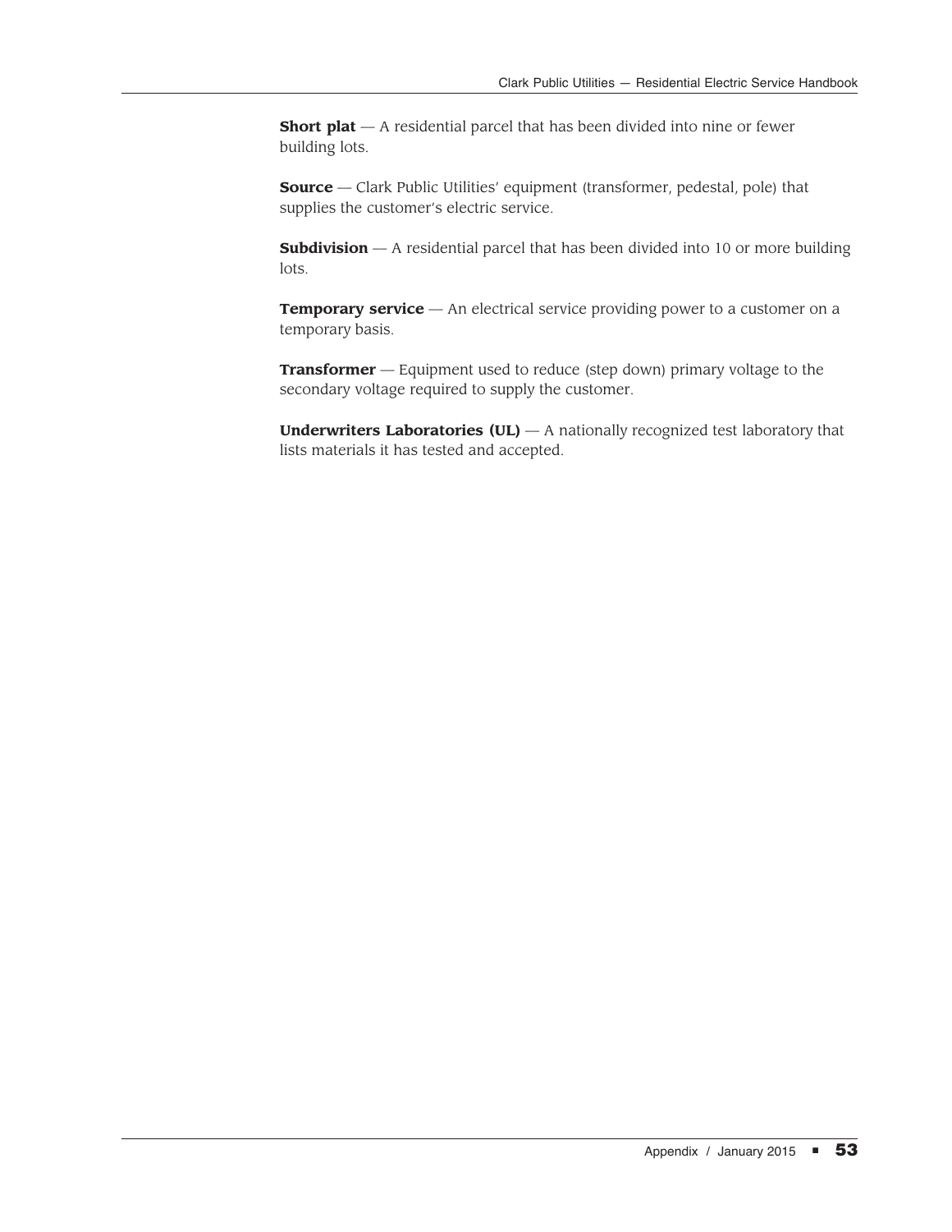**Short plat** — A residential parcel that has been divided into nine or fewer building lots.

**Source** — Clark Public Utilities' equipment (transformer, pedestal, pole) that supplies the customer's electric service.

**Subdivision** — A residential parcel that has been divided into 10 or more building lots.

**Temporary service** — An electrical service providing power to a customer on a temporary basis.

**Transformer** — Equipment used to reduce (step down) primary voltage to the secondary voltage required to supply the customer.

**Underwriters Laboratories (UL)** — A nationally recognized test laboratory that lists materials it has tested and accepted.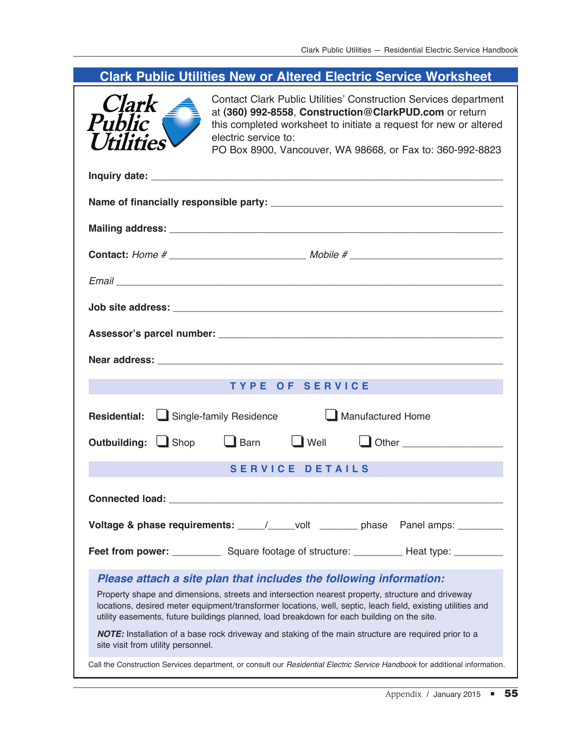# Clark Public Utilities New or Altered Electric Service Worksheet

Clark Public Utilities

Contact Clark Public Utilities' Construction Services department at **(360) 992-8558**, **Construction@ClarkPUD.com** or return this completed worksheet to initiate a request for new or altered electric service to:
PO Box 8900, Vancouver, WA 98668, or Fax to: 360-992-8823

**Inquiry date:** ______________________________________________

**Name of financially responsible party:** ______________________________

**Mailing address:** ____________________________________________

**Contact:** *Home #* ____________________ *Mobile #* ____________________

*Email* ______________________________________________________

**Job site address:** ____________________________________________

**Assessor's parcel number:** ______________________________________

**Near address:** _______________________________________________

## TYPE OF SERVICE

**Residential:** ☐ Single-family Residence ☐ Manufactured Home

**Outbuilding:** ☐ Shop ☐ Barn ☐ Well ☐ Other ______________

## SERVICE DETAILS

**Connected load:** ______________________________________________

**Voltage & phase requirements:** _____/_____volt _______ phase Panel amps: ________

**Feet from power:** _________ Square footage of structure: _________ Heat type: _________

### *Please attach a site plan that includes the following information:*

Property shape and dimensions, streets and intersection nearest property, structure and driveway locations, desired meter equipment/transformer locations, well, septic, leach field, existing utilities and utility easements, future buildings planned, load breakdown for each building on the site.

***NOTE:*** Installation of a base rock driveway and staking of the main structure are required prior to a site visit from utility personnel.

Call the Construction Services department, or consult our *Residential Electric Service Handbook* for additional information.